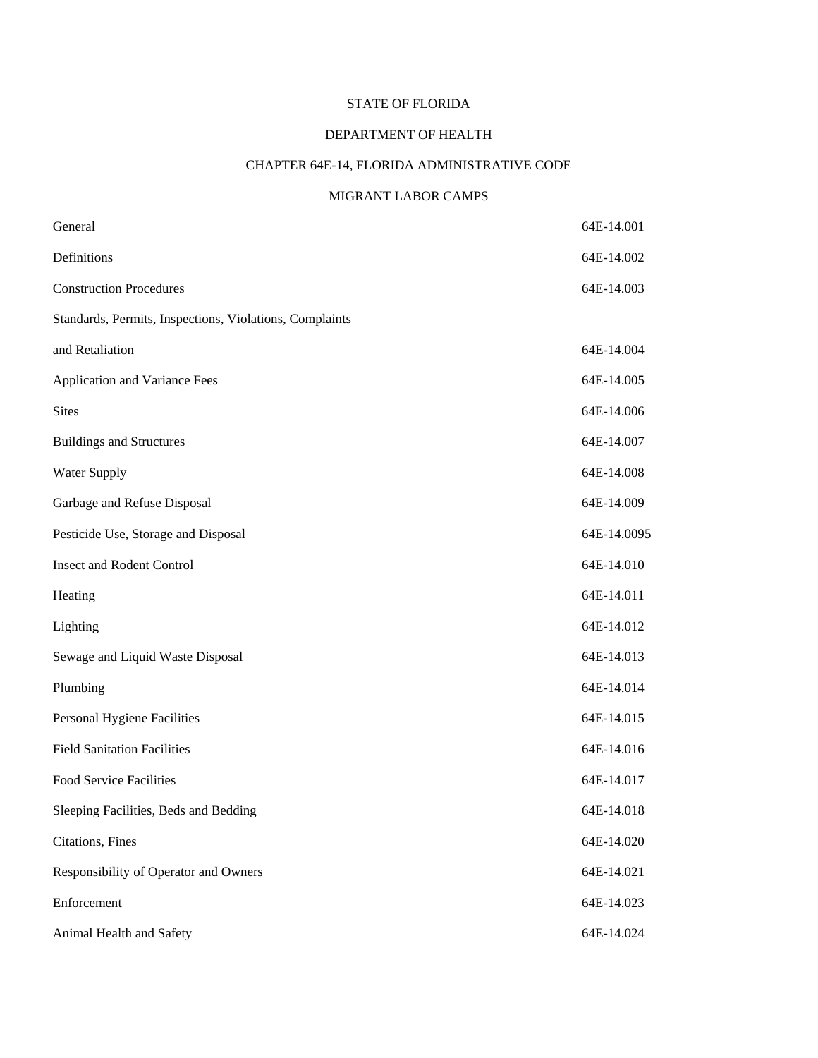STATE OF FLORIDA

DEPARTMENT OF HEALTH

CHAPTER 64E-14, FLORIDA ADMINISTRATIVE CODE

MIGRANT LABOR CAMPS

| | |
|---|---|
| General | 64E-14.001 |
| Definitions | 64E-14.002 |
| Construction Procedures | 64E-14.003 |
| Standards, Permits, Inspections, Violations, Complaints and Retaliation | 64E-14.004 |
| Application and Variance Fees | 64E-14.005 |
| Sites | 64E-14.006 |
| Buildings and Structures | 64E-14.007 |
| Water Supply | 64E-14.008 |
| Garbage and Refuse Disposal | 64E-14.009 |
| Pesticide Use, Storage and Disposal | 64E-14.0095 |
| Insect and Rodent Control | 64E-14.010 |
| Heating | 64E-14.011 |
| Lighting | 64E-14.012 |
| Sewage and Liquid Waste Disposal | 64E-14.013 |
| Plumbing | 64E-14.014 |
| Personal Hygiene Facilities | 64E-14.015 |
| Field Sanitation Facilities | 64E-14.016 |
| Food Service Facilities | 64E-14.017 |
| Sleeping Facilities, Beds and Bedding | 64E-14.018 |
| Citations, Fines | 64E-14.020 |
| Responsibility of Operator and Owners | 64E-14.021 |
| Enforcement | 64E-14.023 |
| Animal Health and Safety | 64E-14.024 |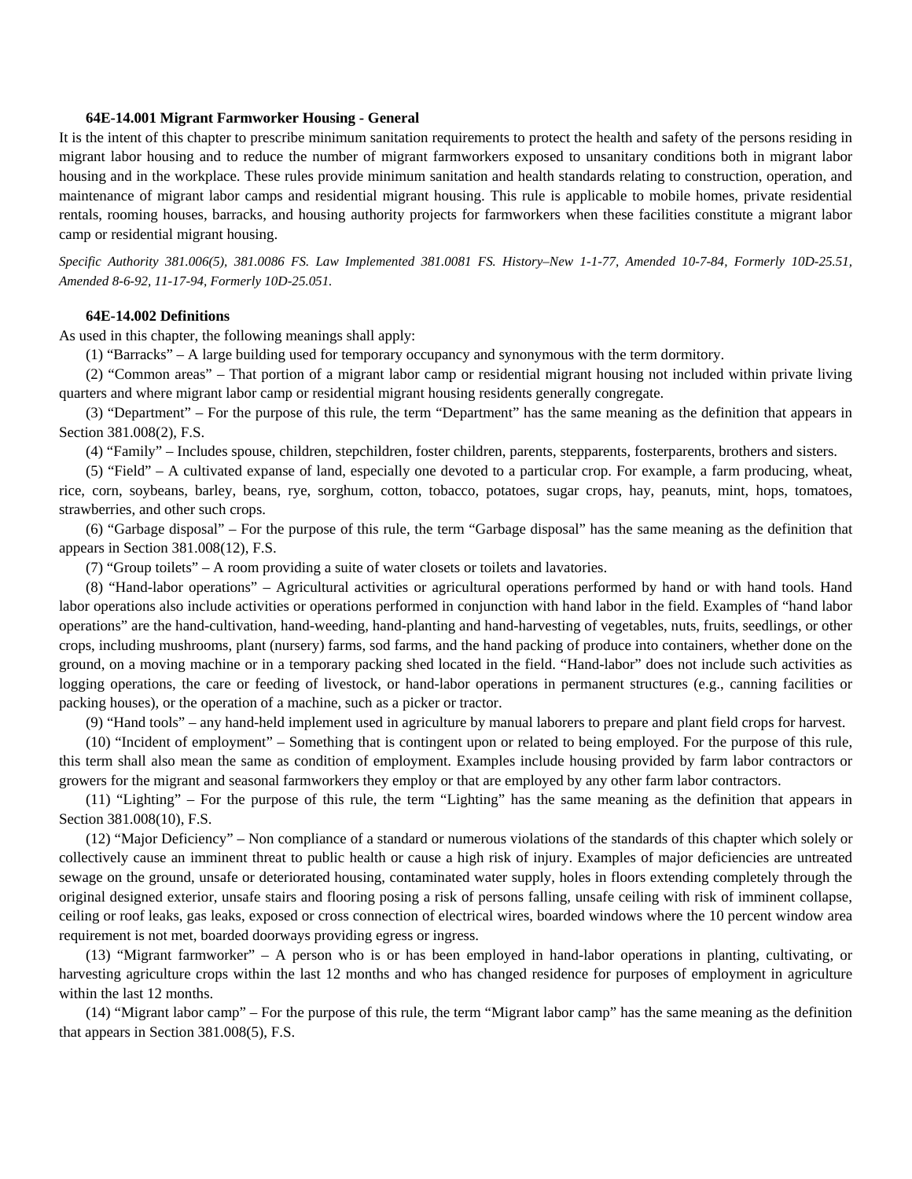**64E-14.001 Migrant Farmworker Housing - General**

It is the intent of this chapter to prescribe minimum sanitation requirements to protect the health and safety of the persons residing in migrant labor housing and to reduce the number of migrant farmworkers exposed to unsanitary conditions both in migrant labor housing and in the workplace. These rules provide minimum sanitation and health standards relating to construction, operation, and maintenance of migrant labor camps and residential migrant housing. This rule is applicable to mobile homes, private residential rentals, rooming houses, barracks, and housing authority projects for farmworkers when these facilities constitute a migrant labor camp or residential migrant housing.

*Specific Authority 381.006(5), 381.0086 FS. Law Implemented 381.0081 FS. History–New 1-1-77, Amended 10-7-84, Formerly 10D-25.51, Amended 8-6-92, 11-17-94, Formerly 10D-25.051.*

**64E-14.002 Definitions**

As used in this chapter, the following meanings shall apply:

(1) "Barracks" – A large building used for temporary occupancy and synonymous with the term dormitory.

(2) "Common areas" – That portion of a migrant labor camp or residential migrant housing not included within private living quarters and where migrant labor camp or residential migrant housing residents generally congregate.

(3) "Department" – For the purpose of this rule, the term "Department" has the same meaning as the definition that appears in Section 381.008(2), F.S.

(4) "Family" – Includes spouse, children, stepchildren, foster children, parents, stepparents, fosterparents, brothers and sisters.

(5) "Field" – A cultivated expanse of land, especially one devoted to a particular crop. For example, a farm producing, wheat, rice, corn, soybeans, barley, beans, rye, sorghum, cotton, tobacco, potatoes, sugar crops, hay, peanuts, mint, hops, tomatoes, strawberries, and other such crops.

(6) "Garbage disposal" – For the purpose of this rule, the term "Garbage disposal" has the same meaning as the definition that appears in Section 381.008(12), F.S.

(7) "Group toilets" – A room providing a suite of water closets or toilets and lavatories.

(8) "Hand-labor operations" – Agricultural activities or agricultural operations performed by hand or with hand tools. Hand labor operations also include activities or operations performed in conjunction with hand labor in the field. Examples of "hand labor operations" are the hand-cultivation, hand-weeding, hand-planting and hand-harvesting of vegetables, nuts, fruits, seedlings, or other crops, including mushrooms, plant (nursery) farms, sod farms, and the hand packing of produce into containers, whether done on the ground, on a moving machine or in a temporary packing shed located in the field. "Hand-labor" does not include such activities as logging operations, the care or feeding of livestock, or hand-labor operations in permanent structures (e.g., canning facilities or packing houses), or the operation of a machine, such as a picker or tractor.

(9) "Hand tools" – any hand-held implement used in agriculture by manual laborers to prepare and plant field crops for harvest.

(10) "Incident of employment" – Something that is contingent upon or related to being employed. For the purpose of this rule, this term shall also mean the same as condition of employment. Examples include housing provided by farm labor contractors or growers for the migrant and seasonal farmworkers they employ or that are employed by any other farm labor contractors.

(11) "Lighting" – For the purpose of this rule, the term "Lighting" has the same meaning as the definition that appears in Section 381.008(10), F.S.

(12) "Major Deficiency" – Non compliance of a standard or numerous violations of the standards of this chapter which solely or collectively cause an imminent threat to public health or cause a high risk of injury. Examples of major deficiencies are untreated sewage on the ground, unsafe or deteriorated housing, contaminated water supply, holes in floors extending completely through the original designed exterior, unsafe stairs and flooring posing a risk of persons falling, unsafe ceiling with risk of imminent collapse, ceiling or roof leaks, gas leaks, exposed or cross connection of electrical wires, boarded windows where the 10 percent window area requirement is not met, boarded doorways providing egress or ingress.

(13) "Migrant farmworker" – A person who is or has been employed in hand-labor operations in planting, cultivating, or harvesting agriculture crops within the last 12 months and who has changed residence for purposes of employment in agriculture within the last 12 months.

(14) "Migrant labor camp" – For the purpose of this rule, the term "Migrant labor camp" has the same meaning as the definition that appears in Section 381.008(5), F.S.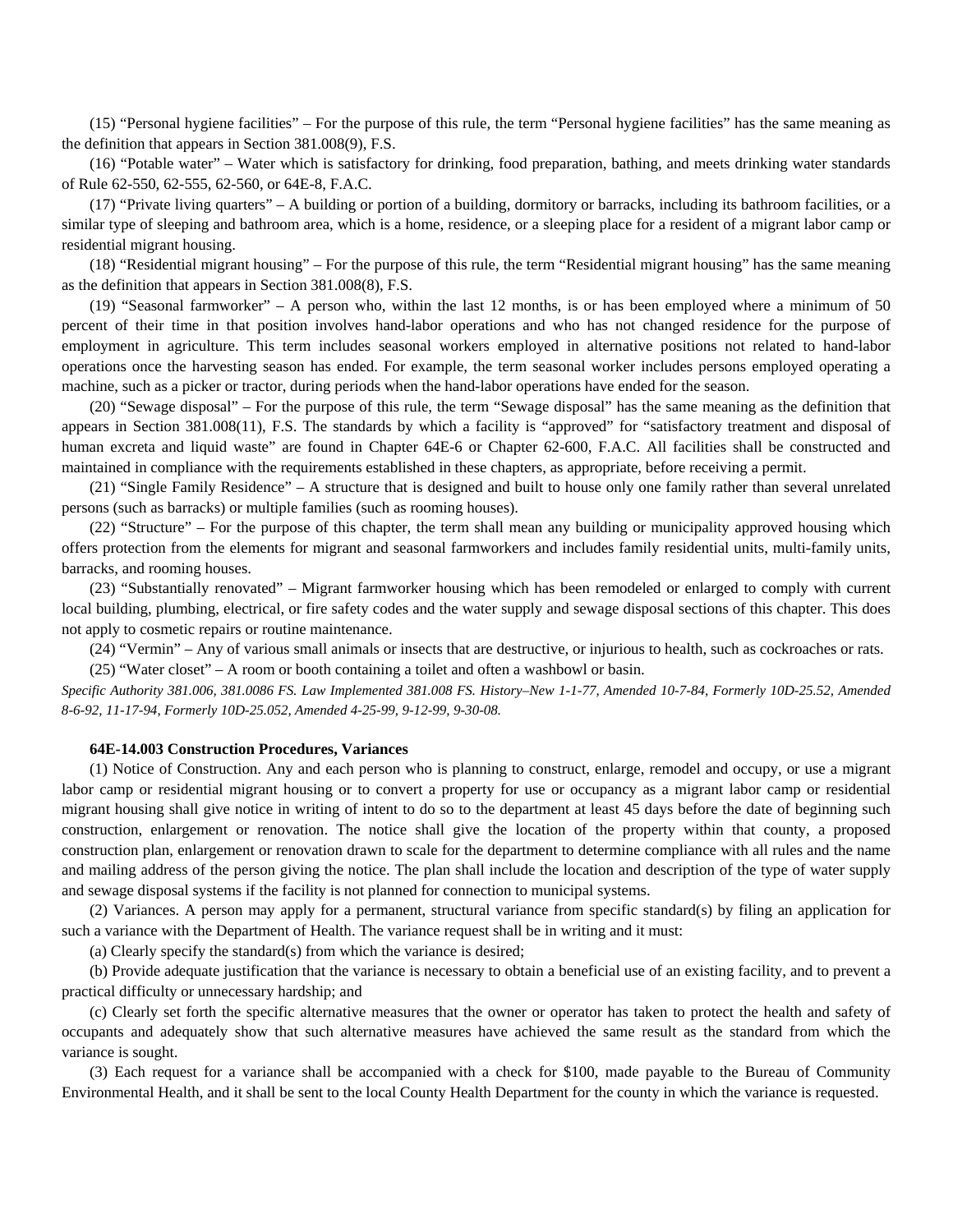(15) “Personal hygiene facilities” – For the purpose of this rule, the term “Personal hygiene facilities” has the same meaning as the definition that appears in Section 381.008(9), F.S.

(16) “Potable water” – Water which is satisfactory for drinking, food preparation, bathing, and meets drinking water standards of Rule 62-550, 62-555, 62-560, or 64E-8, F.A.C.

(17) “Private living quarters” – A building or portion of a building, dormitory or barracks, including its bathroom facilities, or a similar type of sleeping and bathroom area, which is a home, residence, or a sleeping place for a resident of a migrant labor camp or residential migrant housing.

(18) “Residential migrant housing” – For the purpose of this rule, the term “Residential migrant housing” has the same meaning as the definition that appears in Section 381.008(8), F.S.

(19) “Seasonal farmworker” – A person who, within the last 12 months, is or has been employed where a minimum of 50 percent of their time in that position involves hand-labor operations and who has not changed residence for the purpose of employment in agriculture. This term includes seasonal workers employed in alternative positions not related to hand-labor operations once the harvesting season has ended. For example, the term seasonal worker includes persons employed operating a machine, such as a picker or tractor, during periods when the hand-labor operations have ended for the season.

(20) “Sewage disposal” – For the purpose of this rule, the term “Sewage disposal” has the same meaning as the definition that appears in Section 381.008(11), F.S. The standards by which a facility is “approved” for “satisfactory treatment and disposal of human excreta and liquid waste” are found in Chapter 64E-6 or Chapter 62-600, F.A.C. All facilities shall be constructed and maintained in compliance with the requirements established in these chapters, as appropriate, before receiving a permit.

(21) “Single Family Residence” – A structure that is designed and built to house only one family rather than several unrelated persons (such as barracks) or multiple families (such as rooming houses).

(22) “Structure” – For the purpose of this chapter, the term shall mean any building or municipality approved housing which offers protection from the elements for migrant and seasonal farmworkers and includes family residential units, multi-family units, barracks, and rooming houses.

(23) “Substantially renovated” – Migrant farmworker housing which has been remodeled or enlarged to comply with current local building, plumbing, electrical, or fire safety codes and the water supply and sewage disposal sections of this chapter. This does not apply to cosmetic repairs or routine maintenance.

(24) “Vermin” – Any of various small animals or insects that are destructive, or injurious to health, such as cockroaches or rats.

(25) “Water closet” – A room or booth containing a toilet and often a washbowl or basin.

*Specific Authority 381.006, 381.0086 FS. Law Implemented 381.008 FS. History–New 1-1-77, Amended 10-7-84, Formerly 10D-25.52, Amended 8-6-92, 11-17-94, Formerly 10D-25.052, Amended 4-25-99, 9-12-99, 9-30-08.*

**64E-14.003 Construction Procedures, Variances**

(1) Notice of Construction. Any and each person who is planning to construct, enlarge, remodel and occupy, or use a migrant labor camp or residential migrant housing or to convert a property for use or occupancy as a migrant labor camp or residential migrant housing shall give notice in writing of intent to do so to the department at least 45 days before the date of beginning such construction, enlargement or renovation. The notice shall give the location of the property within that county, a proposed construction plan, enlargement or renovation drawn to scale for the department to determine compliance with all rules and the name and mailing address of the person giving the notice. The plan shall include the location and description of the type of water supply and sewage disposal systems if the facility is not planned for connection to municipal systems.

(2) Variances. A person may apply for a permanent, structural variance from specific standard(s) by filing an application for such a variance with the Department of Health. The variance request shall be in writing and it must:

(a) Clearly specify the standard(s) from which the variance is desired;

(b) Provide adequate justification that the variance is necessary to obtain a beneficial use of an existing facility, and to prevent a practical difficulty or unnecessary hardship; and

(c) Clearly set forth the specific alternative measures that the owner or operator has taken to protect the health and safety of occupants and adequately show that such alternative measures have achieved the same result as the standard from which the variance is sought.

(3) Each request for a variance shall be accompanied with a check for $100, made payable to the Bureau of Community Environmental Health, and it shall be sent to the local County Health Department for the county in which the variance is requested.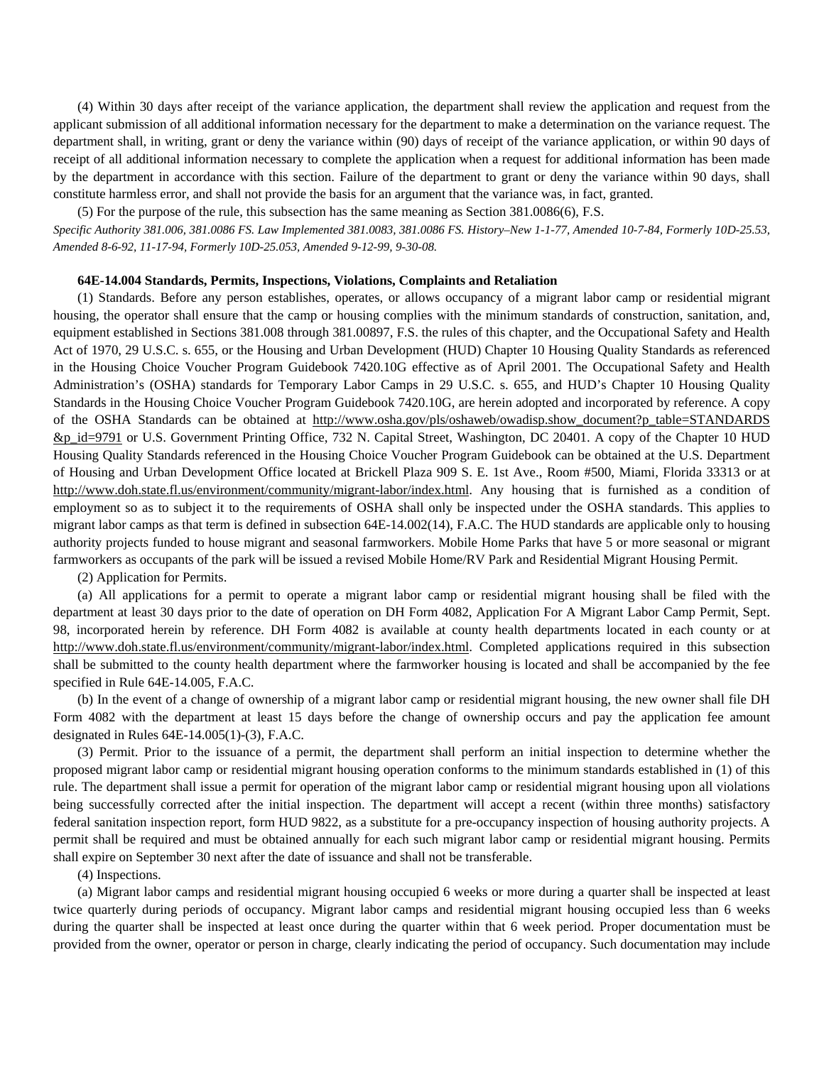(4) Within 30 days after receipt of the variance application, the department shall review the application and request from the applicant submission of all additional information necessary for the department to make a determination on the variance request. The department shall, in writing, grant or deny the variance within (90) days of receipt of the variance application, or within 90 days of receipt of all additional information necessary to complete the application when a request for additional information has been made by the department in accordance with this section. Failure of the department to grant or deny the variance within 90 days, shall constitute harmless error, and shall not provide the basis for an argument that the variance was, in fact, granted.

(5) For the purpose of the rule, this subsection has the same meaning as Section 381.0086(6), F.S.

*Specific Authority 381.006, 381.0086 FS. Law Implemented 381.0083, 381.0086 FS. History–New 1-1-77, Amended 10-7-84, Formerly 10D-25.53, Amended 8-6-92, 11-17-94, Formerly 10D-25.053, Amended 9-12-99, 9-30-08.*

**64E-14.004 Standards, Permits, Inspections, Violations, Complaints and Retaliation**

(1) Standards. Before any person establishes, operates, or allows occupancy of a migrant labor camp or residential migrant housing, the operator shall ensure that the camp or housing complies with the minimum standards of construction, sanitation, and, equipment established in Sections 381.008 through 381.00897, F.S. the rules of this chapter, and the Occupational Safety and Health Act of 1970, 29 U.S.C. s. 655, or the Housing and Urban Development (HUD) Chapter 10 Housing Quality Standards as referenced in the Housing Choice Voucher Program Guidebook 7420.10G effective as of April 2001. The Occupational Safety and Health Administration's (OSHA) standards for Temporary Labor Camps in 29 U.S.C. s. 655, and HUD's Chapter 10 Housing Quality Standards in the Housing Choice Voucher Program Guidebook 7420.10G, are herein adopted and incorporated by reference. A copy of the OSHA Standards can be obtained at http://www.osha.gov/pls/oshaweb/owadisp.show_document?p_table=STANDARDS&p_id=9791 or U.S. Government Printing Office, 732 N. Capital Street, Washington, DC 20401. A copy of the Chapter 10 HUD Housing Quality Standards referenced in the Housing Choice Voucher Program Guidebook can be obtained at the U.S. Department of Housing and Urban Development Office located at Brickell Plaza 909 S. E. 1st Ave., Room #500, Miami, Florida 33313 or at http://www.doh.state.fl.us/environment/community/migrant-labor/index.html. Any housing that is furnished as a condition of employment so as to subject it to the requirements of OSHA shall only be inspected under the OSHA standards. This applies to migrant labor camps as that term is defined in subsection 64E-14.002(14), F.A.C. The HUD standards are applicable only to housing authority projects funded to house migrant and seasonal farmworkers. Mobile Home Parks that have 5 or more seasonal or migrant farmworkers as occupants of the park will be issued a revised Mobile Home/RV Park and Residential Migrant Housing Permit.

(2) Application for Permits.

(a) All applications for a permit to operate a migrant labor camp or residential migrant housing shall be filed with the department at least 30 days prior to the date of operation on DH Form 4082, Application For A Migrant Labor Camp Permit, Sept. 98, incorporated herein by reference. DH Form 4082 is available at county health departments located in each county or at http://www.doh.state.fl.us/environment/community/migrant-labor/index.html. Completed applications required in this subsection shall be submitted to the county health department where the farmworker housing is located and shall be accompanied by the fee specified in Rule 64E-14.005, F.A.C.

(b) In the event of a change of ownership of a migrant labor camp or residential migrant housing, the new owner shall file DH Form 4082 with the department at least 15 days before the change of ownership occurs and pay the application fee amount designated in Rules 64E-14.005(1)-(3), F.A.C.

(3) Permit. Prior to the issuance of a permit, the department shall perform an initial inspection to determine whether the proposed migrant labor camp or residential migrant housing operation conforms to the minimum standards established in (1) of this rule. The department shall issue a permit for operation of the migrant labor camp or residential migrant housing upon all violations being successfully corrected after the initial inspection. The department will accept a recent (within three months) satisfactory federal sanitation inspection report, form HUD 9822, as a substitute for a pre-occupancy inspection of housing authority projects. A permit shall be required and must be obtained annually for each such migrant labor camp or residential migrant housing. Permits shall expire on September 30 next after the date of issuance and shall not be transferable.

(4) Inspections.

(a) Migrant labor camps and residential migrant housing occupied 6 weeks or more during a quarter shall be inspected at least twice quarterly during periods of occupancy. Migrant labor camps and residential migrant housing occupied less than 6 weeks during the quarter shall be inspected at least once during the quarter within that 6 week period. Proper documentation must be provided from the owner, operator or person in charge, clearly indicating the period of occupancy. Such documentation may include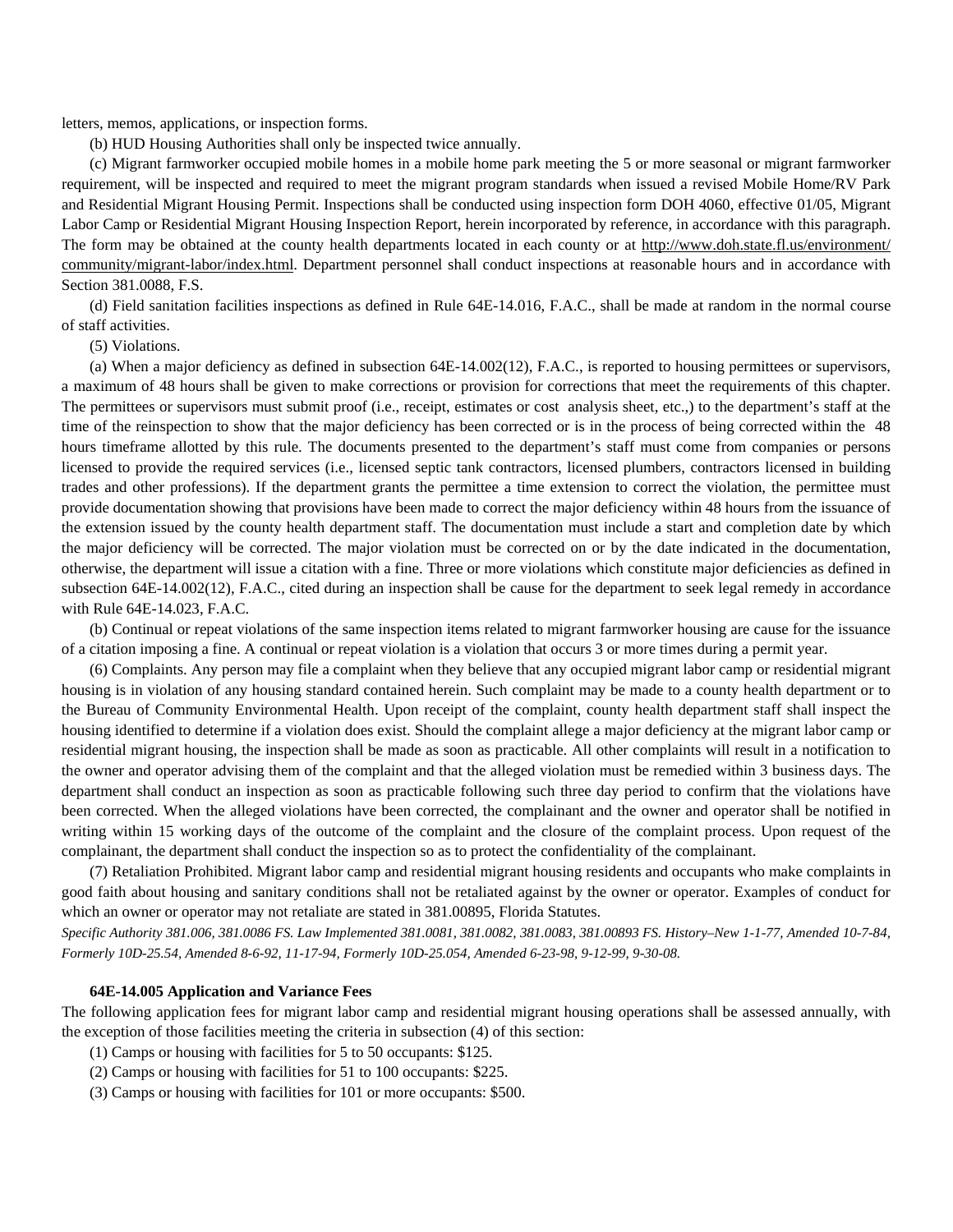letters, memos, applications, or inspection forms.

(b) HUD Housing Authorities shall only be inspected twice annually.

(c) Migrant farmworker occupied mobile homes in a mobile home park meeting the 5 or more seasonal or migrant farmworker requirement, will be inspected and required to meet the migrant program standards when issued a revised Mobile Home/RV Park and Residential Migrant Housing Permit. Inspections shall be conducted using inspection form DOH 4060, effective 01/05, Migrant Labor Camp or Residential Migrant Housing Inspection Report, herein incorporated by reference, in accordance with this paragraph. The form may be obtained at the county health departments located in each county or at http://www.doh.state.fl.us/environment/community/migrant-labor/index.html. Department personnel shall conduct inspections at reasonable hours and in accordance with Section 381.0088, F.S.

(d) Field sanitation facilities inspections as defined in Rule 64E-14.016, F.A.C., shall be made at random in the normal course of staff activities.

(5) Violations.

(a) When a major deficiency as defined in subsection 64E-14.002(12), F.A.C., is reported to housing permittees or supervisors, a maximum of 48 hours shall be given to make corrections or provision for corrections that meet the requirements of this chapter. The permittees or supervisors must submit proof (i.e., receipt, estimates or cost analysis sheet, etc.,) to the department's staff at the time of the reinspection to show that the major deficiency has been corrected or is in the process of being corrected within the 48 hours timeframe allotted by this rule. The documents presented to the department's staff must come from companies or persons licensed to provide the required services (i.e., licensed septic tank contractors, licensed plumbers, contractors licensed in building trades and other professions). If the department grants the permittee a time extension to correct the violation, the permittee must provide documentation showing that provisions have been made to correct the major deficiency within 48 hours from the issuance of the extension issued by the county health department staff. The documentation must include a start and completion date by which the major deficiency will be corrected. The major violation must be corrected on or by the date indicated in the documentation, otherwise, the department will issue a citation with a fine. Three or more violations which constitute major deficiencies as defined in subsection 64E-14.002(12), F.A.C., cited during an inspection shall be cause for the department to seek legal remedy in accordance with Rule 64E-14.023, F.A.C.

(b) Continual or repeat violations of the same inspection items related to migrant farmworker housing are cause for the issuance of a citation imposing a fine. A continual or repeat violation is a violation that occurs 3 or more times during a permit year.

(6) Complaints. Any person may file a complaint when they believe that any occupied migrant labor camp or residential migrant housing is in violation of any housing standard contained herein. Such complaint may be made to a county health department or to the Bureau of Community Environmental Health. Upon receipt of the complaint, county health department staff shall inspect the housing identified to determine if a violation does exist. Should the complaint allege a major deficiency at the migrant labor camp or residential migrant housing, the inspection shall be made as soon as practicable. All other complaints will result in a notification to the owner and operator advising them of the complaint and that the alleged violation must be remedied within 3 business days. The department shall conduct an inspection as soon as practicable following such three day period to confirm that the violations have been corrected. When the alleged violations have been corrected, the complainant and the owner and operator shall be notified in writing within 15 working days of the outcome of the complaint and the closure of the complaint process. Upon request of the complainant, the department shall conduct the inspection so as to protect the confidentiality of the complainant.

(7) Retaliation Prohibited. Migrant labor camp and residential migrant housing residents and occupants who make complaints in good faith about housing and sanitary conditions shall not be retaliated against by the owner or operator. Examples of conduct for which an owner or operator may not retaliate are stated in 381.00895, Florida Statutes.

*Specific Authority 381.006, 381.0086 FS. Law Implemented 381.0081, 381.0082, 381.0083, 381.00893 FS. History–New 1-1-77, Amended 10-7-84, Formerly 10D-25.54, Amended 8-6-92, 11-17-94, Formerly 10D-25.054, Amended 6-23-98, 9-12-99, 9-30-08.*

**64E-14.005 Application and Variance Fees**

The following application fees for migrant labor camp and residential migrant housing operations shall be assessed annually, with the exception of those facilities meeting the criteria in subsection (4) of this section:

(1) Camps or housing with facilities for 5 to 50 occupants: $125.

(2) Camps or housing with facilities for 51 to 100 occupants: $225.

(3) Camps or housing with facilities for 101 or more occupants: $500.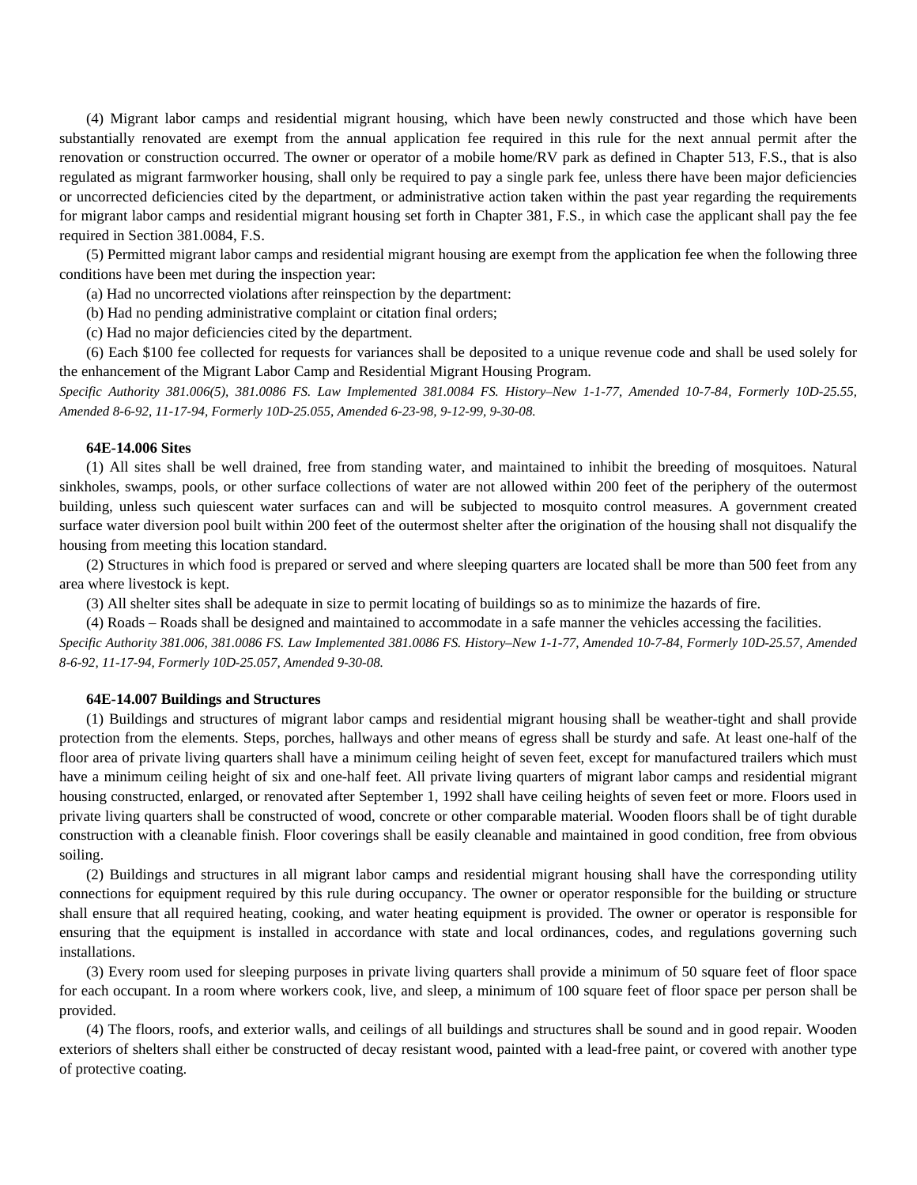(4) Migrant labor camps and residential migrant housing, which have been newly constructed and those which have been substantially renovated are exempt from the annual application fee required in this rule for the next annual permit after the renovation or construction occurred. The owner or operator of a mobile home/RV park as defined in Chapter 513, F.S., that is also regulated as migrant farmworker housing, shall only be required to pay a single park fee, unless there have been major deficiencies or uncorrected deficiencies cited by the department, or administrative action taken within the past year regarding the requirements for migrant labor camps and residential migrant housing set forth in Chapter 381, F.S., in which case the applicant shall pay the fee required in Section 381.0084, F.S.

(5) Permitted migrant labor camps and residential migrant housing are exempt from the application fee when the following three conditions have been met during the inspection year:

(a) Had no uncorrected violations after reinspection by the department:

(b) Had no pending administrative complaint or citation final orders;

(c) Had no major deficiencies cited by the department.

(6) Each $100 fee collected for requests for variances shall be deposited to a unique revenue code and shall be used solely for the enhancement of the Migrant Labor Camp and Residential Migrant Housing Program.

*Specific Authority 381.006(5), 381.0086 FS. Law Implemented 381.0084 FS. History–New 1-1-77, Amended 10-7-84, Formerly 10D-25.55, Amended 8-6-92, 11-17-94, Formerly 10D-25.055, Amended 6-23-98, 9-12-99, 9-30-08.*

**64E-14.006 Sites**

(1) All sites shall be well drained, free from standing water, and maintained to inhibit the breeding of mosquitoes. Natural sinkholes, swamps, pools, or other surface collections of water are not allowed within 200 feet of the periphery of the outermost building, unless such quiescent water surfaces can and will be subjected to mosquito control measures. A government created surface water diversion pool built within 200 feet of the outermost shelter after the origination of the housing shall not disqualify the housing from meeting this location standard.

(2) Structures in which food is prepared or served and where sleeping quarters are located shall be more than 500 feet from any area where livestock is kept.

(3) All shelter sites shall be adequate in size to permit locating of buildings so as to minimize the hazards of fire.

(4) Roads – Roads shall be designed and maintained to accommodate in a safe manner the vehicles accessing the facilities.

*Specific Authority 381.006, 381.0086 FS. Law Implemented 381.0086 FS. History–New 1-1-77, Amended 10-7-84, Formerly 10D-25.57, Amended 8-6-92, 11-17-94, Formerly 10D-25.057, Amended 9-30-08.*

**64E-14.007 Buildings and Structures**

(1) Buildings and structures of migrant labor camps and residential migrant housing shall be weather-tight and shall provide protection from the elements. Steps, porches, hallways and other means of egress shall be sturdy and safe. At least one-half of the floor area of private living quarters shall have a minimum ceiling height of seven feet, except for manufactured trailers which must have a minimum ceiling height of six and one-half feet. All private living quarters of migrant labor camps and residential migrant housing constructed, enlarged, or renovated after September 1, 1992 shall have ceiling heights of seven feet or more. Floors used in private living quarters shall be constructed of wood, concrete or other comparable material. Wooden floors shall be of tight durable construction with a cleanable finish. Floor coverings shall be easily cleanable and maintained in good condition, free from obvious soiling.

(2) Buildings and structures in all migrant labor camps and residential migrant housing shall have the corresponding utility connections for equipment required by this rule during occupancy. The owner or operator responsible for the building or structure shall ensure that all required heating, cooking, and water heating equipment is provided. The owner or operator is responsible for ensuring that the equipment is installed in accordance with state and local ordinances, codes, and regulations governing such installations.

(3) Every room used for sleeping purposes in private living quarters shall provide a minimum of 50 square feet of floor space for each occupant. In a room where workers cook, live, and sleep, a minimum of 100 square feet of floor space per person shall be provided.

(4) The floors, roofs, and exterior walls, and ceilings of all buildings and structures shall be sound and in good repair. Wooden exteriors of shelters shall either be constructed of decay resistant wood, painted with a lead-free paint, or covered with another type of protective coating.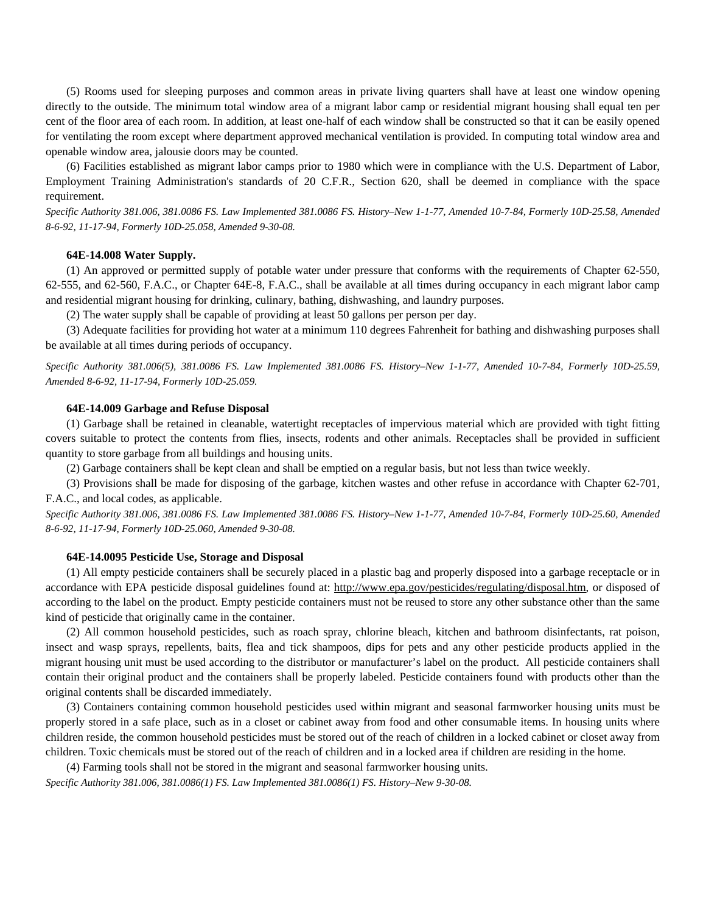(5) Rooms used for sleeping purposes and common areas in private living quarters shall have at least one window opening directly to the outside. The minimum total window area of a migrant labor camp or residential migrant housing shall equal ten per cent of the floor area of each room. In addition, at least one-half of each window shall be constructed so that it can be easily opened for ventilating the room except where department approved mechanical ventilation is provided. In computing total window area and openable window area, jalousie doors may be counted.

(6) Facilities established as migrant labor camps prior to 1980 which were in compliance with the U.S. Department of Labor, Employment Training Administration's standards of 20 C.F.R., Section 620, shall be deemed in compliance with the space requirement.

*Specific Authority 381.006, 381.0086 FS. Law Implemented 381.0086 FS. History–New 1-1-77, Amended 10-7-84, Formerly 10D-25.58, Amended 8-6-92, 11-17-94, Formerly 10D-25.058, Amended 9-30-08.*

**64E-14.008 Water Supply.**

(1) An approved or permitted supply of potable water under pressure that conforms with the requirements of Chapter 62-550, 62-555, and 62-560, F.A.C., or Chapter 64E-8, F.A.C., shall be available at all times during occupancy in each migrant labor camp and residential migrant housing for drinking, culinary, bathing, dishwashing, and laundry purposes.

(2) The water supply shall be capable of providing at least 50 gallons per person per day.

(3) Adequate facilities for providing hot water at a minimum 110 degrees Fahrenheit for bathing and dishwashing purposes shall be available at all times during periods of occupancy.

*Specific Authority 381.006(5), 381.0086 FS. Law Implemented 381.0086 FS. History–New 1-1-77, Amended 10-7-84, Formerly 10D-25.59, Amended 8-6-92, 11-17-94, Formerly 10D-25.059.*

**64E-14.009 Garbage and Refuse Disposal**

(1) Garbage shall be retained in cleanable, watertight receptacles of impervious material which are provided with tight fitting covers suitable to protect the contents from flies, insects, rodents and other animals. Receptacles shall be provided in sufficient quantity to store garbage from all buildings and housing units.

(2) Garbage containers shall be kept clean and shall be emptied on a regular basis, but not less than twice weekly.

(3) Provisions shall be made for disposing of the garbage, kitchen wastes and other refuse in accordance with Chapter 62-701, F.A.C., and local codes, as applicable.

*Specific Authority 381.006, 381.0086 FS. Law Implemented 381.0086 FS. History–New 1-1-77, Amended 10-7-84, Formerly 10D-25.60, Amended 8-6-92, 11-17-94, Formerly 10D-25.060, Amended 9-30-08.*

**64E-14.0095 Pesticide Use, Storage and Disposal**

(1) All empty pesticide containers shall be securely placed in a plastic bag and properly disposed into a garbage receptacle or in accordance with EPA pesticide disposal guidelines found at: http://www.epa.gov/pesticides/regulating/disposal.htm, or disposed of according to the label on the product. Empty pesticide containers must not be reused to store any other substance other than the same kind of pesticide that originally came in the container.

(2) All common household pesticides, such as roach spray, chlorine bleach, kitchen and bathroom disinfectants, rat poison, insect and wasp sprays, repellents, baits, flea and tick shampoos, dips for pets and any other pesticide products applied in the migrant housing unit must be used according to the distributor or manufacturer's label on the product. All pesticide containers shall contain their original product and the containers shall be properly labeled. Pesticide containers found with products other than the original contents shall be discarded immediately.

(3) Containers containing common household pesticides used within migrant and seasonal farmworker housing units must be properly stored in a safe place, such as in a closet or cabinet away from food and other consumable items. In housing units where children reside, the common household pesticides must be stored out of the reach of children in a locked cabinet or closet away from children. Toxic chemicals must be stored out of the reach of children and in a locked area if children are residing in the home.

(4) Farming tools shall not be stored in the migrant and seasonal farmworker housing units.

*Specific Authority 381.006, 381.0086(1) FS. Law Implemented 381.0086(1) FS. History–New 9-30-08.*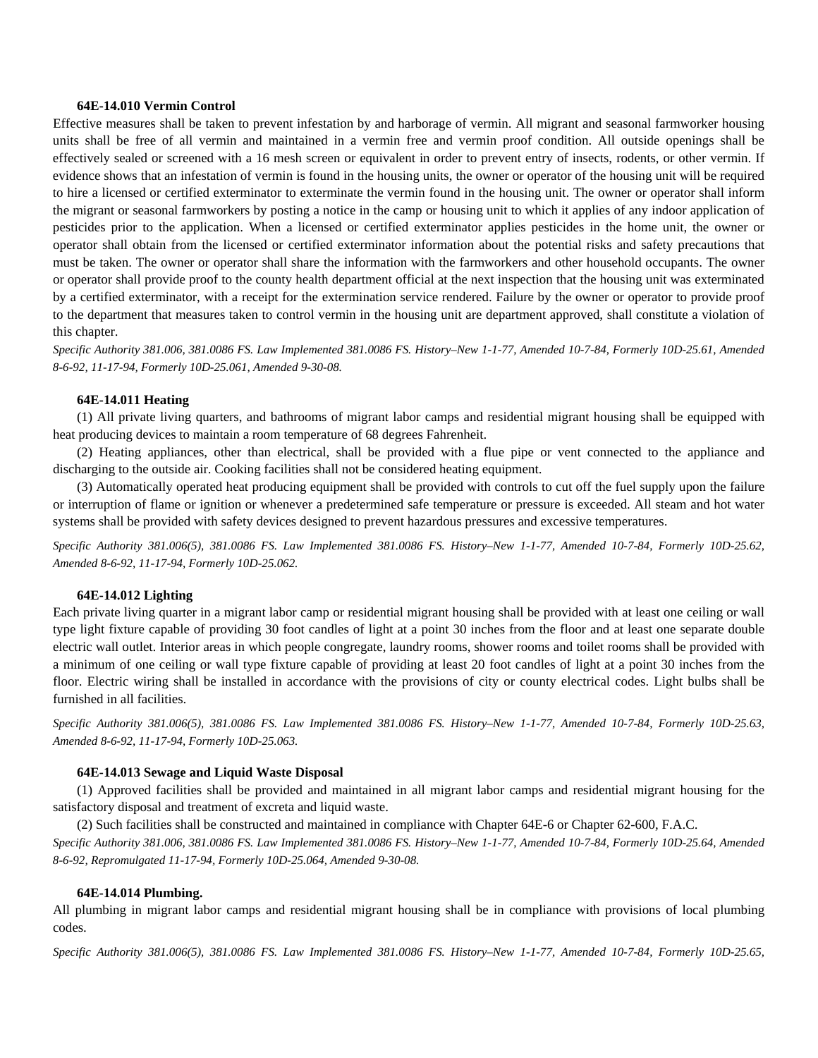**64E-14.010 Vermin Control**

Effective measures shall be taken to prevent infestation by and harborage of vermin. All migrant and seasonal farmworker housing units shall be free of all vermin and maintained in a vermin free and vermin proof condition. All outside openings shall be effectively sealed or screened with a 16 mesh screen or equivalent in order to prevent entry of insects, rodents, or other vermin. If evidence shows that an infestation of vermin is found in the housing units, the owner or operator of the housing unit will be required to hire a licensed or certified exterminator to exterminate the vermin found in the housing unit. The owner or operator shall inform the migrant or seasonal farmworkers by posting a notice in the camp or housing unit to which it applies of any indoor application of pesticides prior to the application. When a licensed or certified exterminator applies pesticides in the home unit, the owner or operator shall obtain from the licensed or certified exterminator information about the potential risks and safety precautions that must be taken. The owner or operator shall share the information with the farmworkers and other household occupants. The owner or operator shall provide proof to the county health department official at the next inspection that the housing unit was exterminated by a certified exterminator, with a receipt for the extermination service rendered. Failure by the owner or operator to provide proof to the department that measures taken to control vermin in the housing unit are department approved, shall constitute a violation of this chapter.

*Specific Authority 381.006, 381.0086 FS. Law Implemented 381.0086 FS. History–New 1-1-77, Amended 10-7-84, Formerly 10D-25.61, Amended 8-6-92, 11-17-94, Formerly 10D-25.061, Amended 9-30-08.*

**64E-14.011 Heating**

(1) All private living quarters, and bathrooms of migrant labor camps and residential migrant housing shall be equipped with heat producing devices to maintain a room temperature of 68 degrees Fahrenheit.

(2) Heating appliances, other than electrical, shall be provided with a flue pipe or vent connected to the appliance and discharging to the outside air. Cooking facilities shall not be considered heating equipment.

(3) Automatically operated heat producing equipment shall be provided with controls to cut off the fuel supply upon the failure or interruption of flame or ignition or whenever a predetermined safe temperature or pressure is exceeded. All steam and hot water systems shall be provided with safety devices designed to prevent hazardous pressures and excessive temperatures.

*Specific Authority 381.006(5), 381.0086 FS. Law Implemented 381.0086 FS. History–New 1-1-77, Amended 10-7-84, Formerly 10D-25.62, Amended 8-6-92, 11-17-94, Formerly 10D-25.062.*

**64E-14.012 Lighting**

Each private living quarter in a migrant labor camp or residential migrant housing shall be provided with at least one ceiling or wall type light fixture capable of providing 30 foot candles of light at a point 30 inches from the floor and at least one separate double electric wall outlet. Interior areas in which people congregate, laundry rooms, shower rooms and toilet rooms shall be provided with a minimum of one ceiling or wall type fixture capable of providing at least 20 foot candles of light at a point 30 inches from the floor. Electric wiring shall be installed in accordance with the provisions of city or county electrical codes. Light bulbs shall be furnished in all facilities.

*Specific Authority 381.006(5), 381.0086 FS. Law Implemented 381.0086 FS. History–New 1-1-77, Amended 10-7-84, Formerly 10D-25.63, Amended 8-6-92, 11-17-94, Formerly 10D-25.063.*

**64E-14.013 Sewage and Liquid Waste Disposal**

(1) Approved facilities shall be provided and maintained in all migrant labor camps and residential migrant housing for the satisfactory disposal and treatment of excreta and liquid waste.

(2) Such facilities shall be constructed and maintained in compliance with Chapter 64E-6 or Chapter 62-600, F.A.C.

*Specific Authority 381.006, 381.0086 FS. Law Implemented 381.0086 FS. History–New 1-1-77, Amended 10-7-84, Formerly 10D-25.64, Amended 8-6-92, Repromulgated 11-17-94, Formerly 10D-25.064, Amended 9-30-08.*

**64E-14.014 Plumbing.**

All plumbing in migrant labor camps and residential migrant housing shall be in compliance with provisions of local plumbing codes.

*Specific Authority 381.006(5), 381.0086 FS. Law Implemented 381.0086 FS. History–New 1-1-77, Amended 10-7-84, Formerly 10D-25.65,*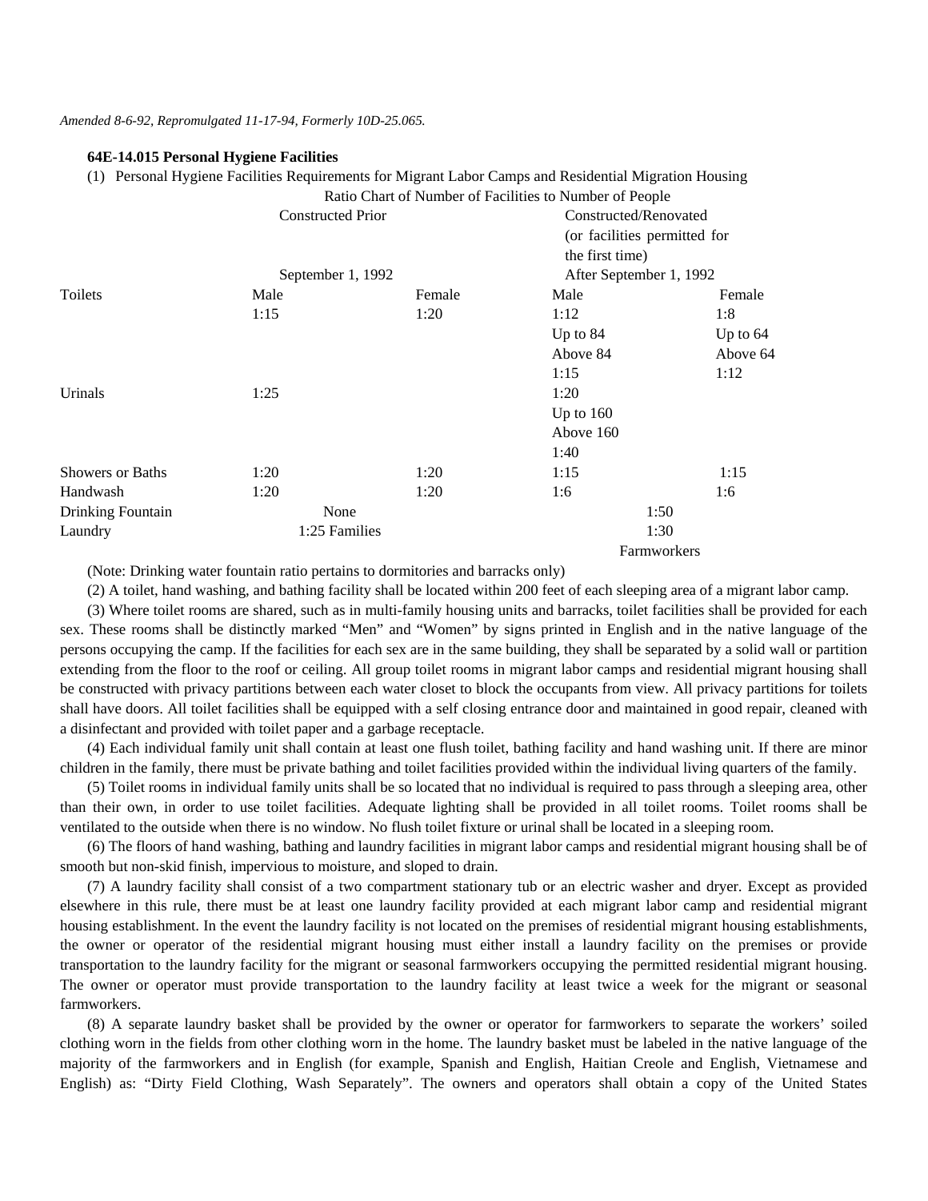*Amended 8-6-92, Repromulgated 11-17-94, Formerly 10D-25.065.*

**64E-14.015 Personal Hygiene Facilities**

(1) Personal Hygiene Facilities Requirements for Migrant Labor Camps and Residential Migration Housing

Ratio Chart of Number of Facilities to Number of People

| | Constructed Prior September 1, 1992 | | Constructed/Renovated (or facilities permitted for the first time) After September 1, 1992 | |
|---|---|---|---|---|
| | Male | Female | Male | Female |
| Toilets | 1:15 | 1:20 | 1:12 Up to 84 Above 84 1:15 | 1:8 Up to 64 Above 64 1:12 |
| Urinals | 1:25 | | 1:20 Up to 160 Above 160 1:40 | |
| Showers or Baths | 1:20 | 1:20 | 1:15 | 1:15 |
| Handwash | 1:20 | 1:20 | 1:6 | 1:6 |
| Drinking Fountain | None | | 1:50 | |
| Laundry | 1:25 Families | | 1:30 Farmworkers | |

(Note: Drinking water fountain ratio pertains to dormitories and barracks only)

(2) A toilet, hand washing, and bathing facility shall be located within 200 feet of each sleeping area of a migrant labor camp.

(3) Where toilet rooms are shared, such as in multi-family housing units and barracks, toilet facilities shall be provided for each sex. These rooms shall be distinctly marked "Men" and "Women" by signs printed in English and in the native language of the persons occupying the camp. If the facilities for each sex are in the same building, they shall be separated by a solid wall or partition extending from the floor to the roof or ceiling. All group toilet rooms in migrant labor camps and residential migrant housing shall be constructed with privacy partitions between each water closet to block the occupants from view. All privacy partitions for toilets shall have doors. All toilet facilities shall be equipped with a self closing entrance door and maintained in good repair, cleaned with a disinfectant and provided with toilet paper and a garbage receptacle.

(4) Each individual family unit shall contain at least one flush toilet, bathing facility and hand washing unit. If there are minor children in the family, there must be private bathing and toilet facilities provided within the individual living quarters of the family.

(5) Toilet rooms in individual family units shall be so located that no individual is required to pass through a sleeping area, other than their own, in order to use toilet facilities. Adequate lighting shall be provided in all toilet rooms. Toilet rooms shall be ventilated to the outside when there is no window. No flush toilet fixture or urinal shall be located in a sleeping room.

(6) The floors of hand washing, bathing and laundry facilities in migrant labor camps and residential migrant housing shall be of smooth but non-skid finish, impervious to moisture, and sloped to drain.

(7) A laundry facility shall consist of a two compartment stationary tub or an electric washer and dryer. Except as provided elsewhere in this rule, there must be at least one laundry facility provided at each migrant labor camp and residential migrant housing establishment. In the event the laundry facility is not located on the premises of residential migrant housing establishments, the owner or operator of the residential migrant housing must either install a laundry facility on the premises or provide transportation to the laundry facility for the migrant or seasonal farmworkers occupying the permitted residential migrant housing. The owner or operator must provide transportation to the laundry facility at least twice a week for the migrant or seasonal farmworkers.

(8) A separate laundry basket shall be provided by the owner or operator for farmworkers to separate the workers' soiled clothing worn in the fields from other clothing worn in the home. The laundry basket must be labeled in the native language of the majority of the farmworkers and in English (for example, Spanish and English, Haitian Creole and English, Vietnamese and English) as: "Dirty Field Clothing, Wash Separately". The owners and operators shall obtain a copy of the United States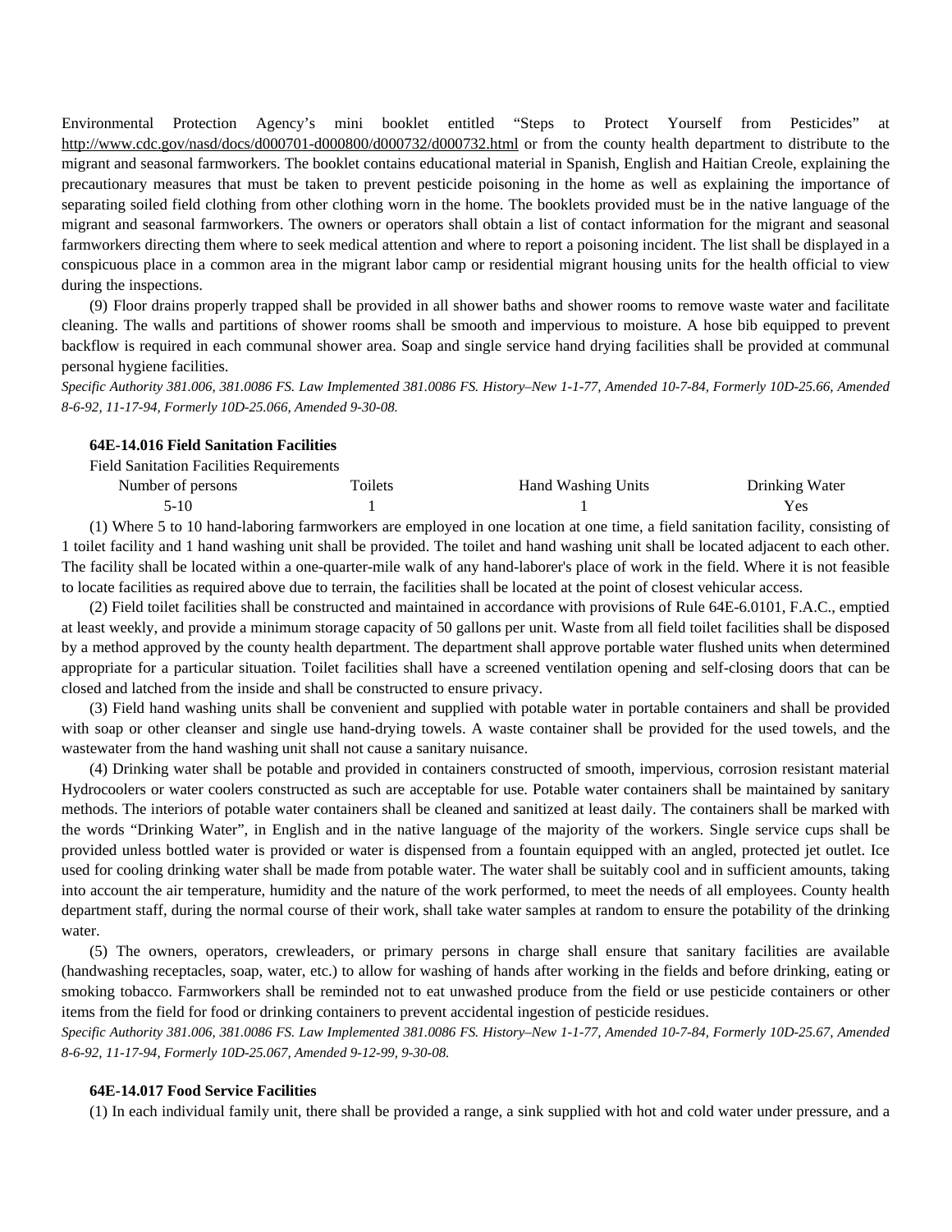Environmental Protection Agency's mini booklet entitled "Steps to Protect Yourself from Pesticides" at http://www.cdc.gov/nasd/docs/d000701-d000800/d000732/d000732.html or from the county health department to distribute to the migrant and seasonal farmworkers. The booklet contains educational material in Spanish, English and Haitian Creole, explaining the precautionary measures that must be taken to prevent pesticide poisoning in the home as well as explaining the importance of separating soiled field clothing from other clothing worn in the home. The booklets provided must be in the native language of the migrant and seasonal farmworkers. The owners or operators shall obtain a list of contact information for the migrant and seasonal farmworkers directing them where to seek medical attention and where to report a poisoning incident. The list shall be displayed in a conspicuous place in a common area in the migrant labor camp or residential migrant housing units for the health official to view during the inspections.

(9) Floor drains properly trapped shall be provided in all shower baths and shower rooms to remove waste water and facilitate cleaning. The walls and partitions of shower rooms shall be smooth and impervious to moisture. A hose bib equipped to prevent backflow is required in each communal shower area. Soap and single service hand drying facilities shall be provided at communal personal hygiene facilities.

*Specific Authority 381.006, 381.0086 FS. Law Implemented 381.0086 FS. History–New 1-1-77, Amended 10-7-84, Formerly 10D-25.66, Amended 8-6-92, 11-17-94, Formerly 10D-25.066, Amended 9-30-08.*

**64E-14.016 Field Sanitation Facilities**

Field Sanitation Facilities Requirements

| Number of persons | Toilets | Hand Washing Units | Drinking Water |
|---|---|---|---|
| 5-10 | 1 | 1 | Yes |

(1) Where 5 to 10 hand-laboring farmworkers are employed in one location at one time, a field sanitation facility, consisting of 1 toilet facility and 1 hand washing unit shall be provided. The toilet and hand washing unit shall be located adjacent to each other. The facility shall be located within a one-quarter-mile walk of any hand-laborer's place of work in the field. Where it is not feasible to locate facilities as required above due to terrain, the facilities shall be located at the point of closest vehicular access.

(2) Field toilet facilities shall be constructed and maintained in accordance with provisions of Rule 64E-6.0101, F.A.C., emptied at least weekly, and provide a minimum storage capacity of 50 gallons per unit. Waste from all field toilet facilities shall be disposed by a method approved by the county health department. The department shall approve portable water flushed units when determined appropriate for a particular situation. Toilet facilities shall have a screened ventilation opening and self-closing doors that can be closed and latched from the inside and shall be constructed to ensure privacy.

(3) Field hand washing units shall be convenient and supplied with potable water in portable containers and shall be provided with soap or other cleanser and single use hand-drying towels. A waste container shall be provided for the used towels, and the wastewater from the hand washing unit shall not cause a sanitary nuisance.

(4) Drinking water shall be potable and provided in containers constructed of smooth, impervious, corrosion resistant material Hydrocoolers or water coolers constructed as such are acceptable for use. Potable water containers shall be maintained by sanitary methods. The interiors of potable water containers shall be cleaned and sanitized at least daily. The containers shall be marked with the words "Drinking Water", in English and in the native language of the majority of the workers. Single service cups shall be provided unless bottled water is provided or water is dispensed from a fountain equipped with an angled, protected jet outlet. Ice used for cooling drinking water shall be made from potable water. The water shall be suitably cool and in sufficient amounts, taking into account the air temperature, humidity and the nature of the work performed, to meet the needs of all employees. County health department staff, during the normal course of their work, shall take water samples at random to ensure the potability of the drinking water.

(5) The owners, operators, crewleaders, or primary persons in charge shall ensure that sanitary facilities are available (handwashing receptacles, soap, water, etc.) to allow for washing of hands after working in the fields and before drinking, eating or smoking tobacco. Farmworkers shall be reminded not to eat unwashed produce from the field or use pesticide containers or other items from the field for food or drinking containers to prevent accidental ingestion of pesticide residues.

*Specific Authority 381.006, 381.0086 FS. Law Implemented 381.0086 FS. History–New 1-1-77, Amended 10-7-84, Formerly 10D-25.67, Amended 8-6-92, 11-17-94, Formerly 10D-25.067, Amended 9-12-99, 9-30-08.*

**64E-14.017 Food Service Facilities**

(1) In each individual family unit, there shall be provided a range, a sink supplied with hot and cold water under pressure, and a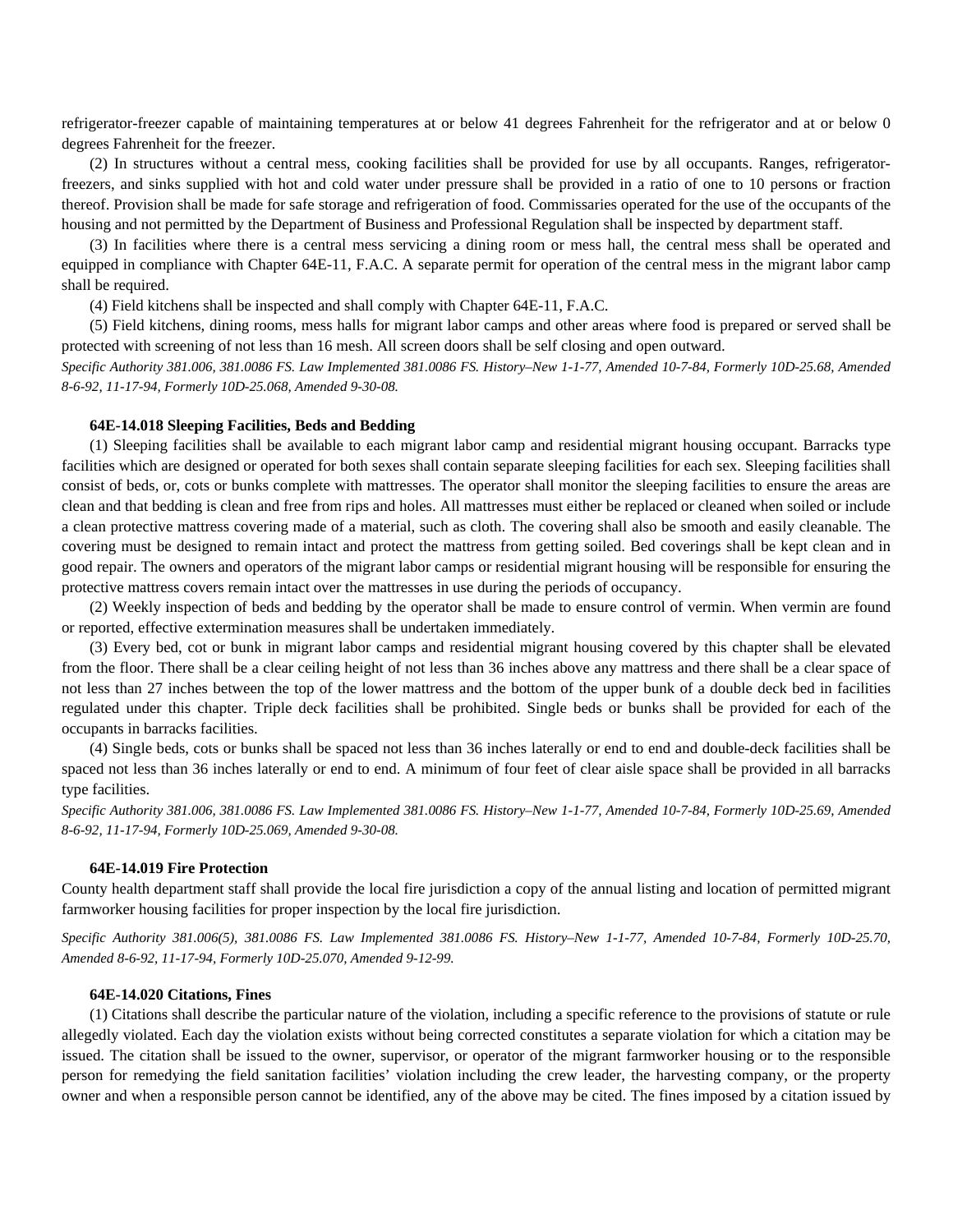refrigerator-freezer capable of maintaining temperatures at or below 41 degrees Fahrenheit for the refrigerator and at or below 0 degrees Fahrenheit for the freezer.

(2) In structures without a central mess, cooking facilities shall be provided for use by all occupants. Ranges, refrigerator-freezers, and sinks supplied with hot and cold water under pressure shall be provided in a ratio of one to 10 persons or fraction thereof. Provision shall be made for safe storage and refrigeration of food. Commissaries operated for the use of the occupants of the housing and not permitted by the Department of Business and Professional Regulation shall be inspected by department staff.

(3) In facilities where there is a central mess servicing a dining room or mess hall, the central mess shall be operated and equipped in compliance with Chapter 64E-11, F.A.C. A separate permit for operation of the central mess in the migrant labor camp shall be required.

(4) Field kitchens shall be inspected and shall comply with Chapter 64E-11, F.A.C.

(5) Field kitchens, dining rooms, mess halls for migrant labor camps and other areas where food is prepared or served shall be protected with screening of not less than 16 mesh. All screen doors shall be self closing and open outward.

*Specific Authority 381.006, 381.0086 FS. Law Implemented 381.0086 FS. History–New 1-1-77, Amended 10-7-84, Formerly 10D-25.68, Amended 8-6-92, 11-17-94, Formerly 10D-25.068, Amended 9-30-08.*

**64E-14.018 Sleeping Facilities, Beds and Bedding**

(1) Sleeping facilities shall be available to each migrant labor camp and residential migrant housing occupant. Barracks type facilities which are designed or operated for both sexes shall contain separate sleeping facilities for each sex. Sleeping facilities shall consist of beds, or, cots or bunks complete with mattresses. The operator shall monitor the sleeping facilities to ensure the areas are clean and that bedding is clean and free from rips and holes. All mattresses must either be replaced or cleaned when soiled or include a clean protective mattress covering made of a material, such as cloth. The covering shall also be smooth and easily cleanable. The covering must be designed to remain intact and protect the mattress from getting soiled. Bed coverings shall be kept clean and in good repair. The owners and operators of the migrant labor camps or residential migrant housing will be responsible for ensuring the protective mattress covers remain intact over the mattresses in use during the periods of occupancy.

(2) Weekly inspection of beds and bedding by the operator shall be made to ensure control of vermin. When vermin are found or reported, effective extermination measures shall be undertaken immediately.

(3) Every bed, cot or bunk in migrant labor camps and residential migrant housing covered by this chapter shall be elevated from the floor. There shall be a clear ceiling height of not less than 36 inches above any mattress and there shall be a clear space of not less than 27 inches between the top of the lower mattress and the bottom of the upper bunk of a double deck bed in facilities regulated under this chapter. Triple deck facilities shall be prohibited. Single beds or bunks shall be provided for each of the occupants in barracks facilities.

(4) Single beds, cots or bunks shall be spaced not less than 36 inches laterally or end to end and double-deck facilities shall be spaced not less than 36 inches laterally or end to end. A minimum of four feet of clear aisle space shall be provided in all barracks type facilities.

*Specific Authority 381.006, 381.0086 FS. Law Implemented 381.0086 FS. History–New 1-1-77, Amended 10-7-84, Formerly 10D-25.69, Amended 8-6-92, 11-17-94, Formerly 10D-25.069, Amended 9-30-08.*

**64E-14.019 Fire Protection**

County health department staff shall provide the local fire jurisdiction a copy of the annual listing and location of permitted migrant farmworker housing facilities for proper inspection by the local fire jurisdiction.

*Specific Authority 381.006(5), 381.0086 FS. Law Implemented 381.0086 FS. History–New 1-1-77, Amended 10-7-84, Formerly 10D-25.70, Amended 8-6-92, 11-17-94, Formerly 10D-25.070, Amended 9-12-99.*

**64E-14.020 Citations, Fines**

(1) Citations shall describe the particular nature of the violation, including a specific reference to the provisions of statute or rule allegedly violated. Each day the violation exists without being corrected constitutes a separate violation for which a citation may be issued. The citation shall be issued to the owner, supervisor, or operator of the migrant farmworker housing or to the responsible person for remedying the field sanitation facilities' violation including the crew leader, the harvesting company, or the property owner and when a responsible person cannot be identified, any of the above may be cited. The fines imposed by a citation issued by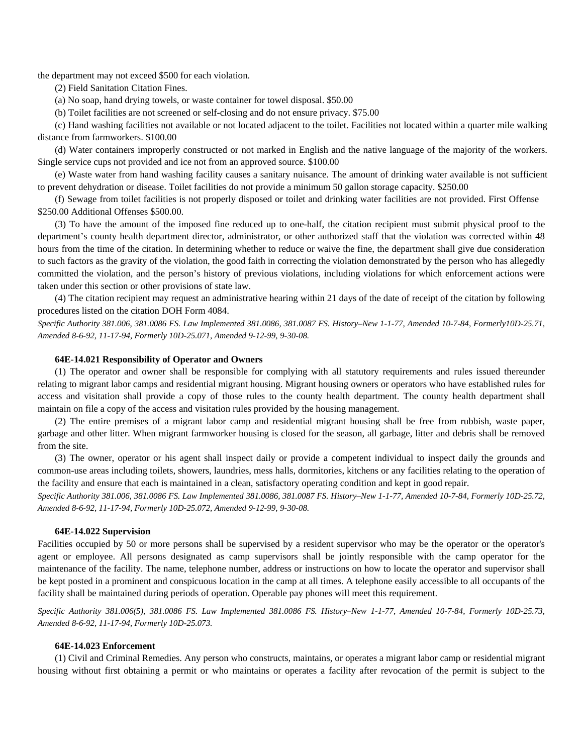the department may not exceed $500 for each violation.

(2) Field Sanitation Citation Fines.

(a) No soap, hand drying towels, or waste container for towel disposal. $50.00

(b) Toilet facilities are not screened or self-closing and do not ensure privacy. $75.00

(c) Hand washing facilities not available or not located adjacent to the toilet. Facilities not located within a quarter mile walking distance from farmworkers. $100.00

(d) Water containers improperly constructed or not marked in English and the native language of the majority of the workers. Single service cups not provided and ice not from an approved source. $100.00

(e) Waste water from hand washing facility causes a sanitary nuisance. The amount of drinking water available is not sufficient to prevent dehydration or disease. Toilet facilities do not provide a minimum 50 gallon storage capacity. $250.00

(f) Sewage from toilet facilities is not properly disposed or toilet and drinking water facilities are not provided. First Offense $250.00 Additional Offenses $500.00.

(3) To have the amount of the imposed fine reduced up to one-half, the citation recipient must submit physical proof to the department's county health department director, administrator, or other authorized staff that the violation was corrected within 48 hours from the time of the citation. In determining whether to reduce or waive the fine, the department shall give due consideration to such factors as the gravity of the violation, the good faith in correcting the violation demonstrated by the person who has allegedly committed the violation, and the person's history of previous violations, including violations for which enforcement actions were taken under this section or other provisions of state law.

(4) The citation recipient may request an administrative hearing within 21 days of the date of receipt of the citation by following procedures listed on the citation DOH Form 4084.

*Specific Authority 381.006, 381.0086 FS. Law Implemented 381.0086, 381.0087 FS. History–New 1-1-77, Amended 10-7-84, Formerly10D-25.71, Amended 8-6-92, 11-17-94, Formerly 10D-25.071, Amended 9-12-99, 9-30-08.*

**64E-14.021 Responsibility of Operator and Owners**

(1) The operator and owner shall be responsible for complying with all statutory requirements and rules issued thereunder relating to migrant labor camps and residential migrant housing. Migrant housing owners or operators who have established rules for access and visitation shall provide a copy of those rules to the county health department. The county health department shall maintain on file a copy of the access and visitation rules provided by the housing management.

(2) The entire premises of a migrant labor camp and residential migrant housing shall be free from rubbish, waste paper, garbage and other litter. When migrant farmworker housing is closed for the season, all garbage, litter and debris shall be removed from the site.

(3) The owner, operator or his agent shall inspect daily or provide a competent individual to inspect daily the grounds and common-use areas including toilets, showers, laundries, mess halls, dormitories, kitchens or any facilities relating to the operation of the facility and ensure that each is maintained in a clean, satisfactory operating condition and kept in good repair.

*Specific Authority 381.006, 381.0086 FS. Law Implemented 381.0086, 381.0087 FS. History–New 1-1-77, Amended 10-7-84, Formerly 10D-25.72, Amended 8-6-92, 11-17-94, Formerly 10D-25.072, Amended 9-12-99, 9-30-08.*

**64E-14.022 Supervision**

Facilities occupied by 50 or more persons shall be supervised by a resident supervisor who may be the operator or the operator's agent or employee. All persons designated as camp supervisors shall be jointly responsible with the camp operator for the maintenance of the facility. The name, telephone number, address or instructions on how to locate the operator and supervisor shall be kept posted in a prominent and conspicuous location in the camp at all times. A telephone easily accessible to all occupants of the facility shall be maintained during periods of operation. Operable pay phones will meet this requirement.

*Specific Authority 381.006(5), 381.0086 FS. Law Implemented 381.0086 FS. History–New 1-1-77, Amended 10-7-84, Formerly 10D-25.73, Amended 8-6-92, 11-17-94, Formerly 10D-25.073.*

**64E-14.023 Enforcement**

(1) Civil and Criminal Remedies. Any person who constructs, maintains, or operates a migrant labor camp or residential migrant housing without first obtaining a permit or who maintains or operates a facility after revocation of the permit is subject to the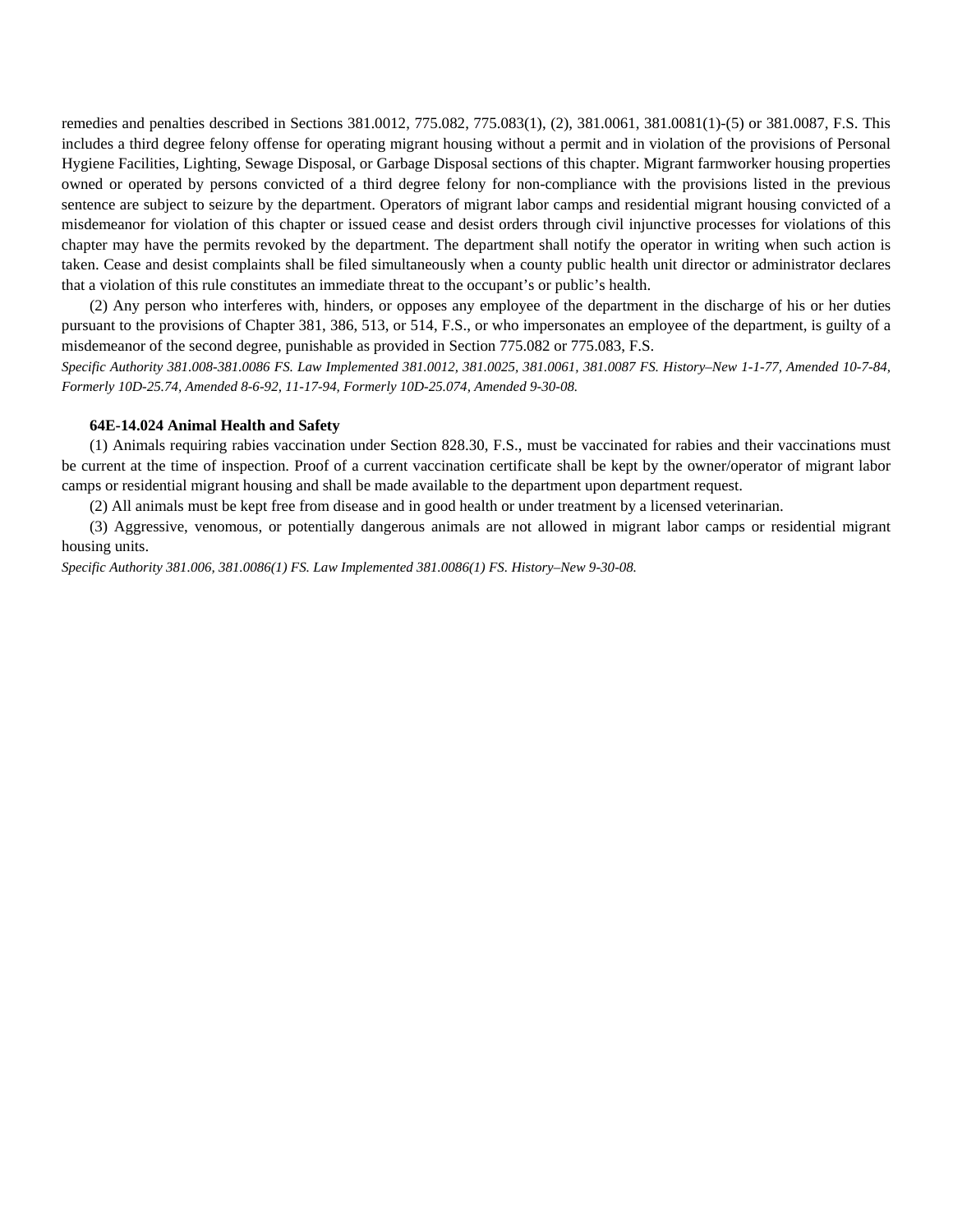remedies and penalties described in Sections 381.0012, 775.082, 775.083(1), (2), 381.0061, 381.0081(1)-(5) or 381.0087, F.S. This includes a third degree felony offense for operating migrant housing without a permit and in violation of the provisions of Personal Hygiene Facilities, Lighting, Sewage Disposal, or Garbage Disposal sections of this chapter. Migrant farmworker housing properties owned or operated by persons convicted of a third degree felony for non-compliance with the provisions listed in the previous sentence are subject to seizure by the department. Operators of migrant labor camps and residential migrant housing convicted of a misdemeanor for violation of this chapter or issued cease and desist orders through civil injunctive processes for violations of this chapter may have the permits revoked by the department. The department shall notify the operator in writing when such action is taken. Cease and desist complaints shall be filed simultaneously when a county public health unit director or administrator declares that a violation of this rule constitutes an immediate threat to the occupant's or public's health.

(2) Any person who interferes with, hinders, or opposes any employee of the department in the discharge of his or her duties pursuant to the provisions of Chapter 381, 386, 513, or 514, F.S., or who impersonates an employee of the department, is guilty of a misdemeanor of the second degree, punishable as provided in Section 775.082 or 775.083, F.S.

*Specific Authority 381.008-381.0086 FS. Law Implemented 381.0012, 381.0025, 381.0061, 381.0087 FS. History–New 1-1-77, Amended 10-7-84, Formerly 10D-25.74, Amended 8-6-92, 11-17-94, Formerly 10D-25.074, Amended 9-30-08.*

**64E-14.024 Animal Health and Safety**

(1) Animals requiring rabies vaccination under Section 828.30, F.S., must be vaccinated for rabies and their vaccinations must be current at the time of inspection. Proof of a current vaccination certificate shall be kept by the owner/operator of migrant labor camps or residential migrant housing and shall be made available to the department upon department request.

(2) All animals must be kept free from disease and in good health or under treatment by a licensed veterinarian.

(3) Aggressive, venomous, or potentially dangerous animals are not allowed in migrant labor camps or residential migrant housing units.

*Specific Authority 381.006, 381.0086(1) FS. Law Implemented 381.0086(1) FS. History–New 9-30-08.*